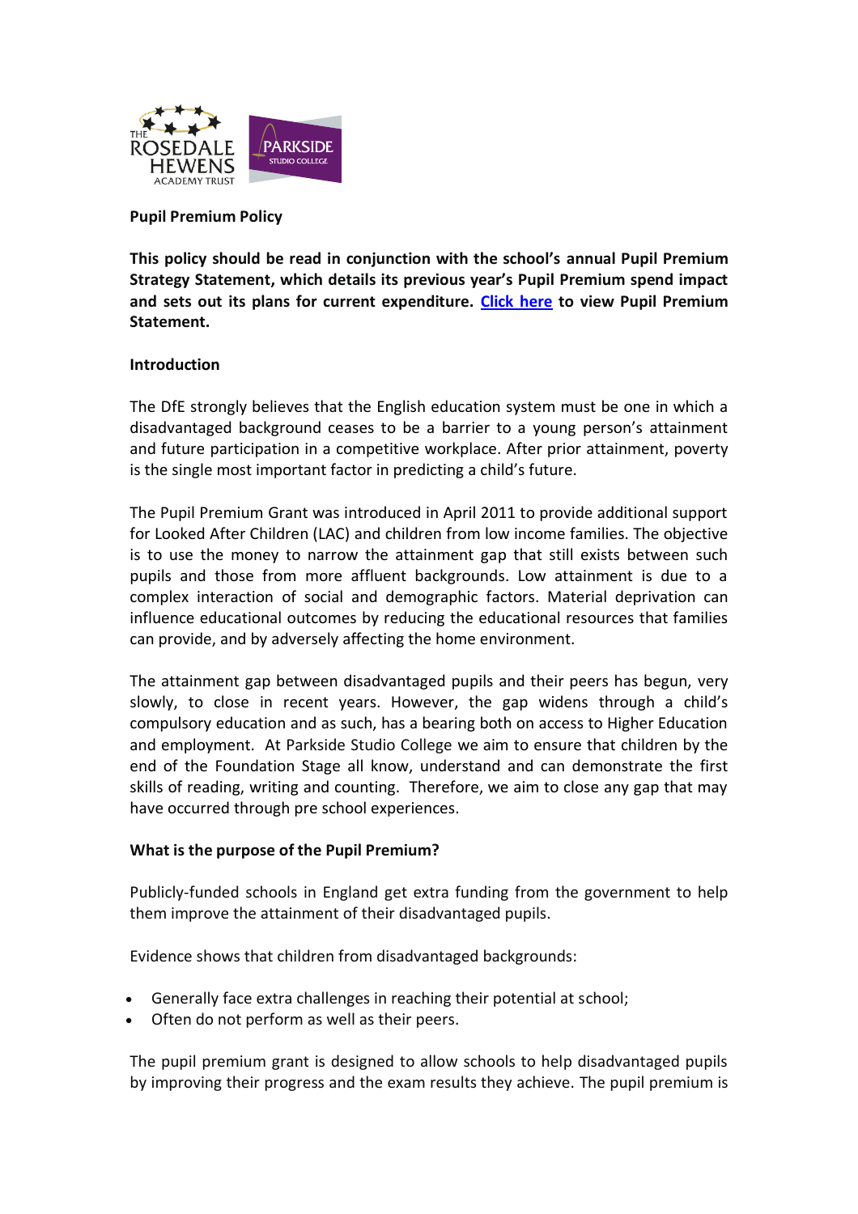# Pupil Premium Policy

**This policy should be read in conjunction with the school's annual Pupil Premium Strategy Statement, which details its previous year's Pupil Premium spend impact and sets out its plans for current expenditure. Click here to view Pupil Premium Statement.**

## Introduction

The DfE strongly believes that the English education system must be one in which a disadvantaged background ceases to be a barrier to a young person's attainment and future participation in a competitive workplace. After prior attainment, poverty is the single most important factor in predicting a child's future.

The Pupil Premium Grant was introduced in April 2011 to provide additional support for Looked After Children (LAC) and children from low income families. The objective is to use the money to narrow the attainment gap that still exists between such pupils and those from more affluent backgrounds. Low attainment is due to a complex interaction of social and demographic factors. Material deprivation can influence educational outcomes by reducing the educational resources that families can provide, and by adversely affecting the home environment.

The attainment gap between disadvantaged pupils and their peers has begun, very slowly, to close in recent years. However, the gap widens through a child's compulsory education and as such, has a bearing both on access to Higher Education and employment. At Parkside Studio College we aim to ensure that children by the end of the Foundation Stage all know, understand and can demonstrate the first skills of reading, writing and counting. Therefore, we aim to close any gap that may have occurred through pre school experiences.

## What is the purpose of the Pupil Premium?

Publicly-funded schools in England get extra funding from the government to help them improve the attainment of their disadvantaged pupils.

Evidence shows that children from disadvantaged backgrounds:

- Generally face extra challenges in reaching their potential at school;
- Often do not perform as well as their peers.

The pupil premium grant is designed to allow schools to help disadvantaged pupils by improving their progress and the exam results they achieve. The pupil premium is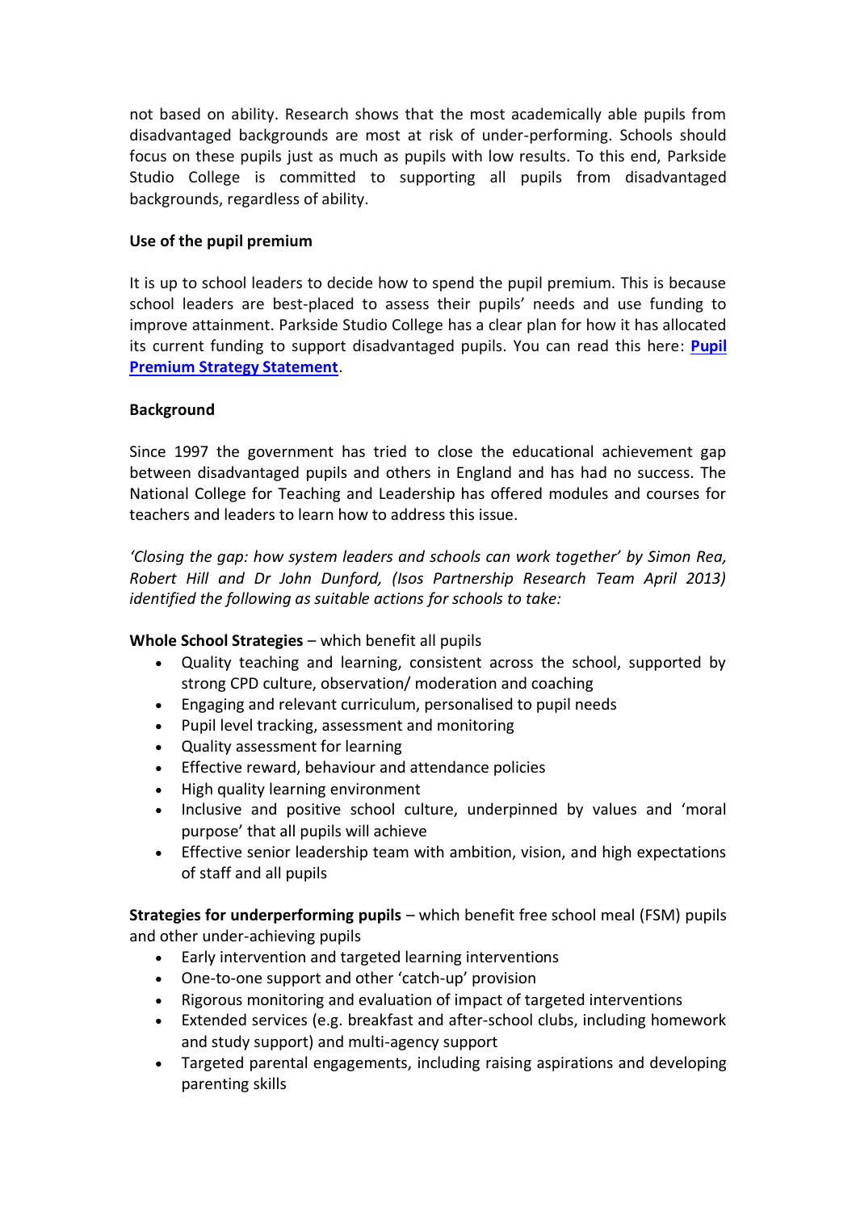not based on ability. Research shows that the most academically able pupils from disadvantaged backgrounds are most at risk of under-performing. Schools should focus on these pupils just as much as pupils with low results. To this end, Parkside Studio College is committed to supporting all pupils from disadvantaged backgrounds, regardless of ability.

**Use of the pupil premium**

It is up to school leaders to decide how to spend the pupil premium. This is because school leaders are best-placed to assess their pupils' needs and use funding to improve attainment. Parkside Studio College has a clear plan for how it has allocated its current funding to support disadvantaged pupils. You can read this here: **Pupil Premium Strategy Statement**.

**Background**

Since 1997 the government has tried to close the educational achievement gap between disadvantaged pupils and others in England and has had no success. The National College for Teaching and Leadership has offered modules and courses for teachers and leaders to learn how to address this issue.

*'Closing the gap: how system leaders and schools can work together' by Simon Rea, Robert Hill and Dr John Dunford, (Isos Partnership Research Team April 2013) identified the following as suitable actions for schools to take:*

**Whole School Strategies** – which benefit all pupils

- Quality teaching and learning, consistent across the school, supported by strong CPD culture, observation/ moderation and coaching
- Engaging and relevant curriculum, personalised to pupil needs
- Pupil level tracking, assessment and monitoring
- Quality assessment for learning
- Effective reward, behaviour and attendance policies
- High quality learning environment
- Inclusive and positive school culture, underpinned by values and 'moral purpose' that all pupils will achieve
- Effective senior leadership team with ambition, vision, and high expectations of staff and all pupils

**Strategies for underperforming pupils** – which benefit free school meal (FSM) pupils and other under-achieving pupils

- Early intervention and targeted learning interventions
- One-to-one support and other 'catch-up' provision
- Rigorous monitoring and evaluation of impact of targeted interventions
- Extended services (e.g. breakfast and after-school clubs, including homework and study support) and multi-agency support
- Targeted parental engagements, including raising aspirations and developing parenting skills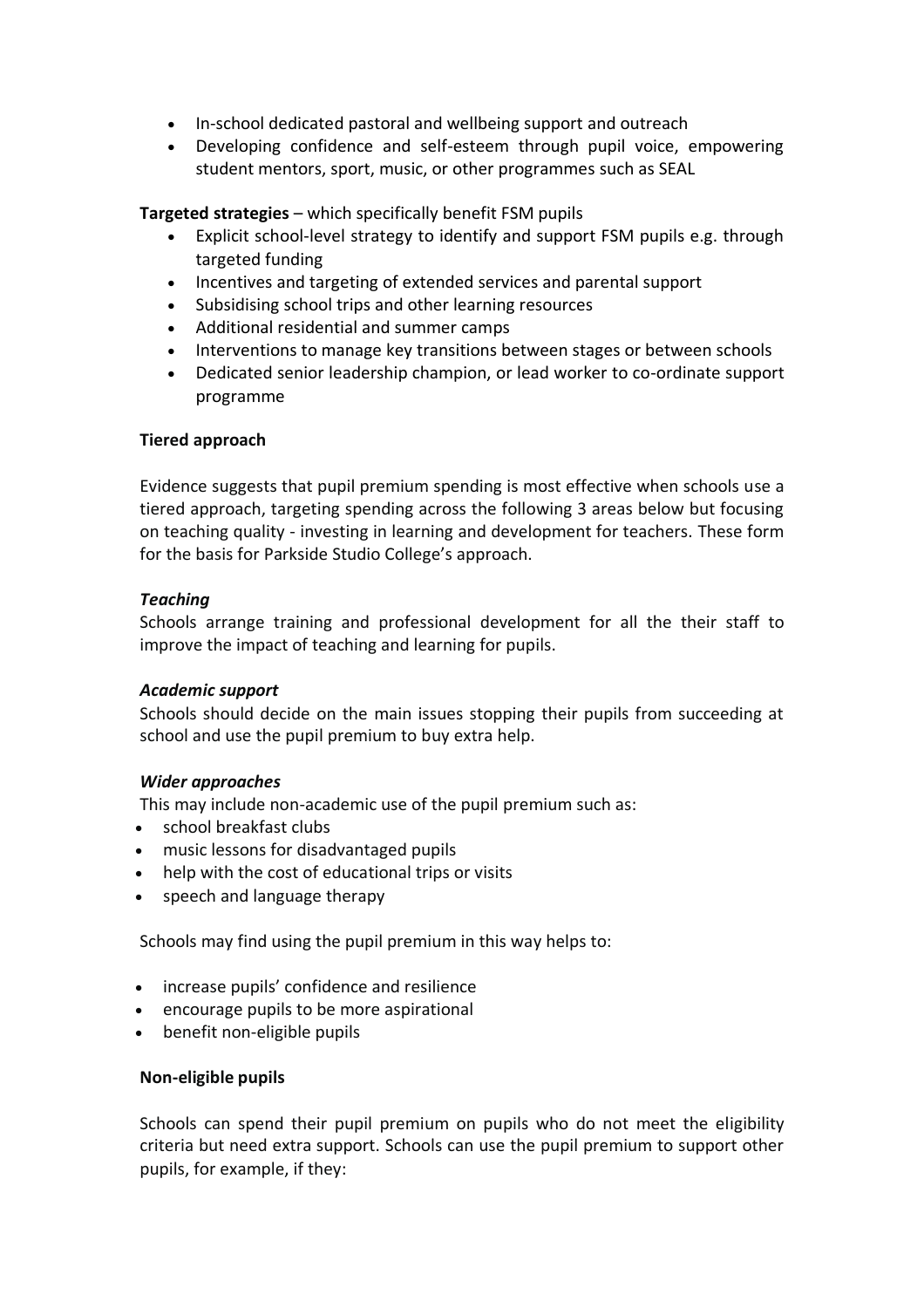- In-school dedicated pastoral and wellbeing support and outreach
- Developing confidence and self-esteem through pupil voice, empowering student mentors, sport, music, or other programmes such as SEAL

**Targeted strategies** – which specifically benefit FSM pupils

- Explicit school-level strategy to identify and support FSM pupils e.g. through targeted funding
- Incentives and targeting of extended services and parental support
- Subsidising school trips and other learning resources
- Additional residential and summer camps
- Interventions to manage key transitions between stages or between schools
- Dedicated senior leadership champion, or lead worker to co-ordinate support programme

**Tiered approach**

Evidence suggests that pupil premium spending is most effective when schools use a tiered approach, targeting spending across the following 3 areas below but focusing on teaching quality - investing in learning and development for teachers. These form for the basis for Parkside Studio College's approach.

***Teaching***

Schools arrange training and professional development for all the their staff to improve the impact of teaching and learning for pupils.

***Academic support***

Schools should decide on the main issues stopping their pupils from succeeding at school and use the pupil premium to buy extra help.

***Wider approaches***

This may include non-academic use of the pupil premium such as:

- school breakfast clubs
- music lessons for disadvantaged pupils
- help with the cost of educational trips or visits
- speech and language therapy

Schools may find using the pupil premium in this way helps to:

- increase pupils' confidence and resilience
- encourage pupils to be more aspirational
- benefit non-eligible pupils

**Non-eligible pupils**

Schools can spend their pupil premium on pupils who do not meet the eligibility criteria but need extra support. Schools can use the pupil premium to support other pupils, for example, if they: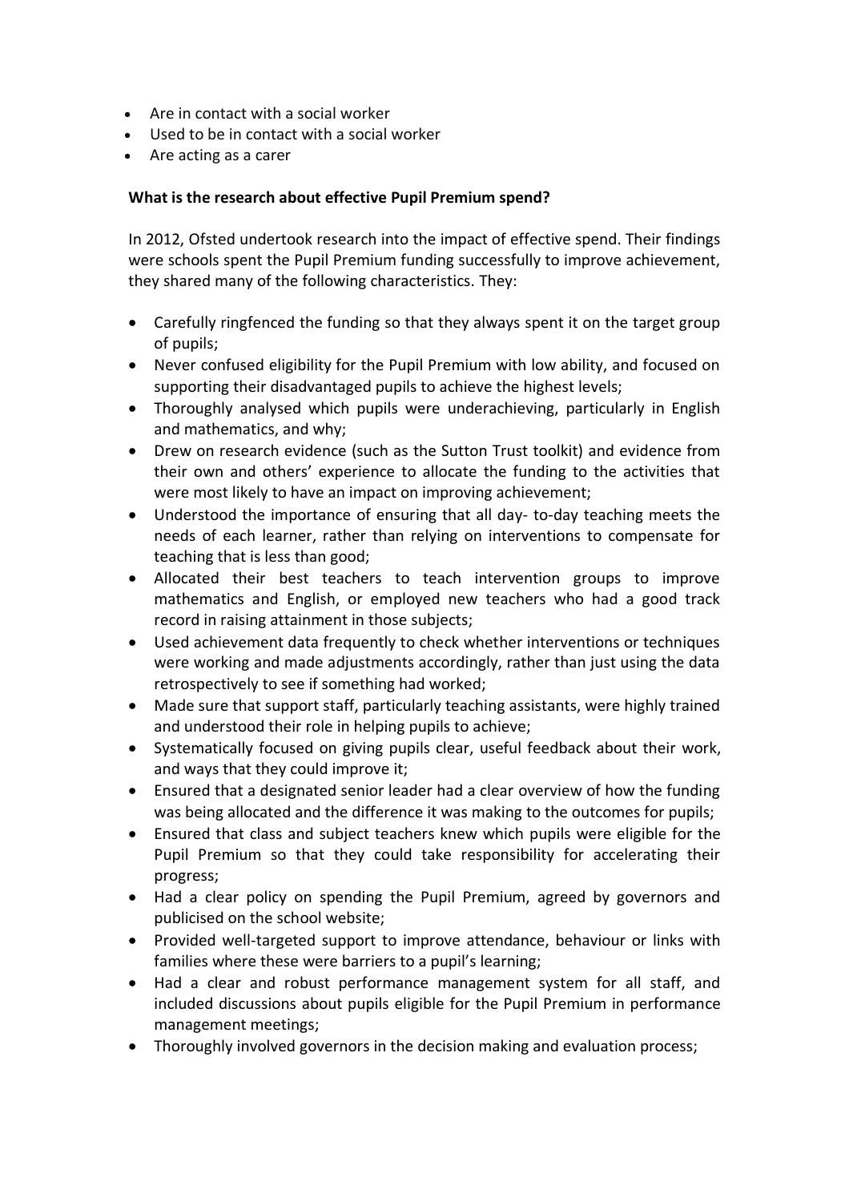- Are in contact with a social worker
- Used to be in contact with a social worker
- Are acting as a carer

**What is the research about effective Pupil Premium spend?**

In 2012, Ofsted undertook research into the impact of effective spend. Their findings were schools spent the Pupil Premium funding successfully to improve achievement, they shared many of the following characteristics. They:

- Carefully ringfenced the funding so that they always spent it on the target group of pupils;
- Never confused eligibility for the Pupil Premium with low ability, and focused on supporting their disadvantaged pupils to achieve the highest levels;
- Thoroughly analysed which pupils were underachieving, particularly in English and mathematics, and why;
- Drew on research evidence (such as the Sutton Trust toolkit) and evidence from their own and others' experience to allocate the funding to the activities that were most likely to have an impact on improving achievement;
- Understood the importance of ensuring that all day- to-day teaching meets the needs of each learner, rather than relying on interventions to compensate for teaching that is less than good;
- Allocated their best teachers to teach intervention groups to improve mathematics and English, or employed new teachers who had a good track record in raising attainment in those subjects;
- Used achievement data frequently to check whether interventions or techniques were working and made adjustments accordingly, rather than just using the data retrospectively to see if something had worked;
- Made sure that support staff, particularly teaching assistants, were highly trained and understood their role in helping pupils to achieve;
- Systematically focused on giving pupils clear, useful feedback about their work, and ways that they could improve it;
- Ensured that a designated senior leader had a clear overview of how the funding was being allocated and the difference it was making to the outcomes for pupils;
- Ensured that class and subject teachers knew which pupils were eligible for the Pupil Premium so that they could take responsibility for accelerating their progress;
- Had a clear policy on spending the Pupil Premium, agreed by governors and publicised on the school website;
- Provided well-targeted support to improve attendance, behaviour or links with families where these were barriers to a pupil's learning;
- Had a clear and robust performance management system for all staff, and included discussions about pupils eligible for the Pupil Premium in performance management meetings;
- Thoroughly involved governors in the decision making and evaluation process;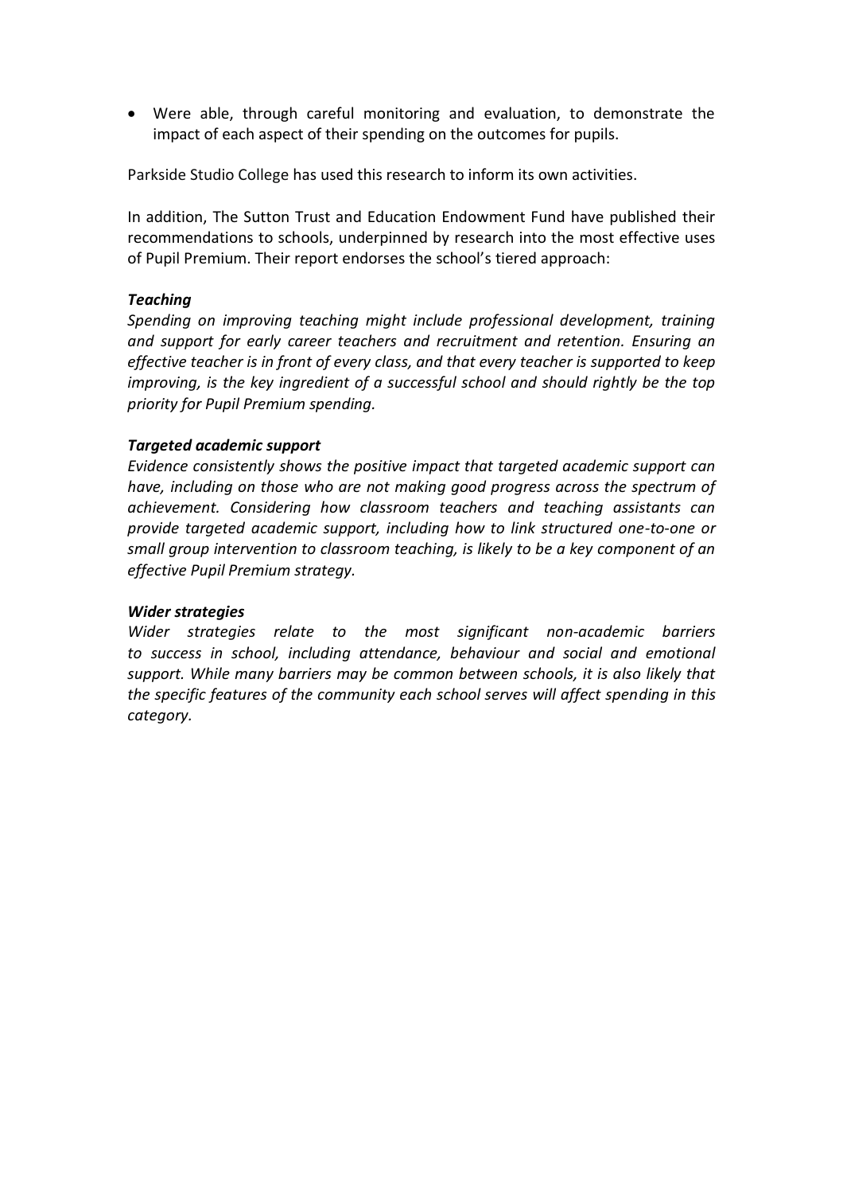- Were able, through careful monitoring and evaluation, to demonstrate the impact of each aspect of their spending on the outcomes for pupils.

Parkside Studio College has used this research to inform its own activities.

In addition, The Sutton Trust and Education Endowment Fund have published their recommendations to schools, underpinned by research into the most effective uses of Pupil Premium. Their report endorses the school's tiered approach:

***Teaching***

*Spending on improving teaching might include professional development, training and support for early career teachers and recruitment and retention. Ensuring an effective teacher is in front of every class, and that every teacher is supported to keep improving, is the key ingredient of a successful school and should rightly be the top priority for Pupil Premium spending.*

***Targeted academic support***

*Evidence consistently shows the positive impact that targeted academic support can have, including on those who are not making good progress across the spectrum of achievement. Considering how classroom teachers and teaching assistants can provide targeted academic support, including how to link structured one-to-one or small group intervention to classroom teaching, is likely to be a key component of an effective Pupil Premium strategy.*

***Wider strategies***

*Wider strategies relate to the most significant non-academic barriers to success in school, including attendance, behaviour and social and emotional support. While many barriers may be common between schools, it is also likely that the specific features of the community each school serves will affect spending in this category.*